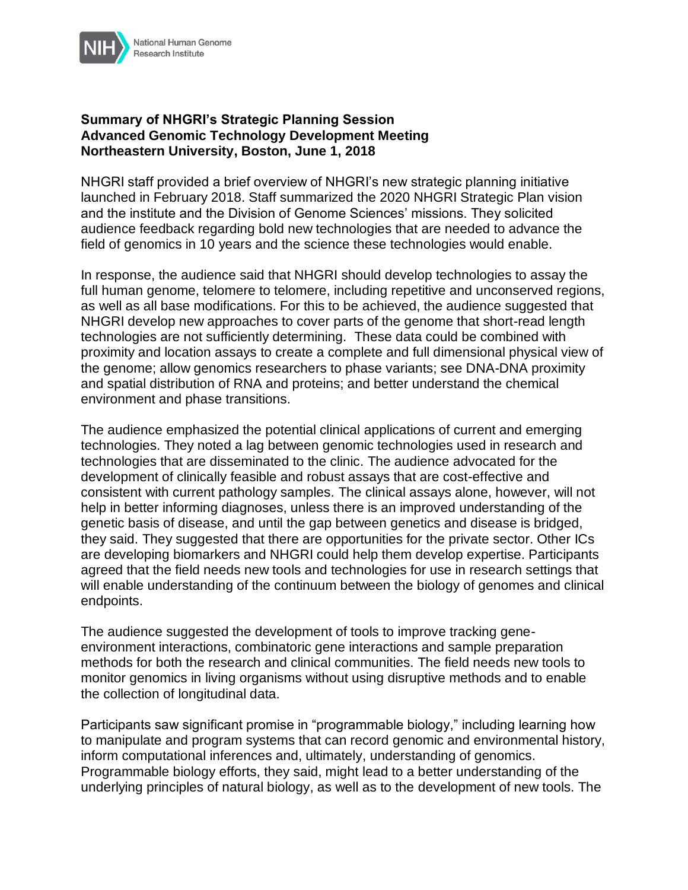**Summary of NHGRI's Strategic Planning Session**
**Advanced Genomic Technology Development Meeting**
**Northeastern University, Boston, June 1, 2018**

NHGRI staff provided a brief overview of NHGRI's new strategic planning initiative launched in February 2018. Staff summarized the 2020 NHGRI Strategic Plan vision and the institute and the Division of Genome Sciences' missions. They solicited audience feedback regarding bold new technologies that are needed to advance the field of genomics in 10 years and the science these technologies would enable.

In response, the audience said that NHGRI should develop technologies to assay the full human genome, telomere to telomere, including repetitive and unconserved regions, as well as all base modifications. For this to be achieved, the audience suggested that NHGRI develop new approaches to cover parts of the genome that short-read length technologies are not sufficiently determining. These data could be combined with proximity and location assays to create a complete and full dimensional physical view of the genome; allow genomics researchers to phase variants; see DNA-DNA proximity and spatial distribution of RNA and proteins; and better understand the chemical environment and phase transitions.

The audience emphasized the potential clinical applications of current and emerging technologies. They noted a lag between genomic technologies used in research and technologies that are disseminated to the clinic. The audience advocated for the development of clinically feasible and robust assays that are cost-effective and consistent with current pathology samples. The clinical assays alone, however, will not help in better informing diagnoses, unless there is an improved understanding of the genetic basis of disease, and until the gap between genetics and disease is bridged, they said. They suggested that there are opportunities for the private sector. Other ICs are developing biomarkers and NHGRI could help them develop expertise. Participants agreed that the field needs new tools and technologies for use in research settings that will enable understanding of the continuum between the biology of genomes and clinical endpoints.

The audience suggested the development of tools to improve tracking gene-environment interactions, combinatoric gene interactions and sample preparation methods for both the research and clinical communities. The field needs new tools to monitor genomics in living organisms without using disruptive methods and to enable the collection of longitudinal data.

Participants saw significant promise in "programmable biology," including learning how to manipulate and program systems that can record genomic and environmental history, inform computational inferences and, ultimately, understanding of genomics. Programmable biology efforts, they said, might lead to a better understanding of the underlying principles of natural biology, as well as to the development of new tools. The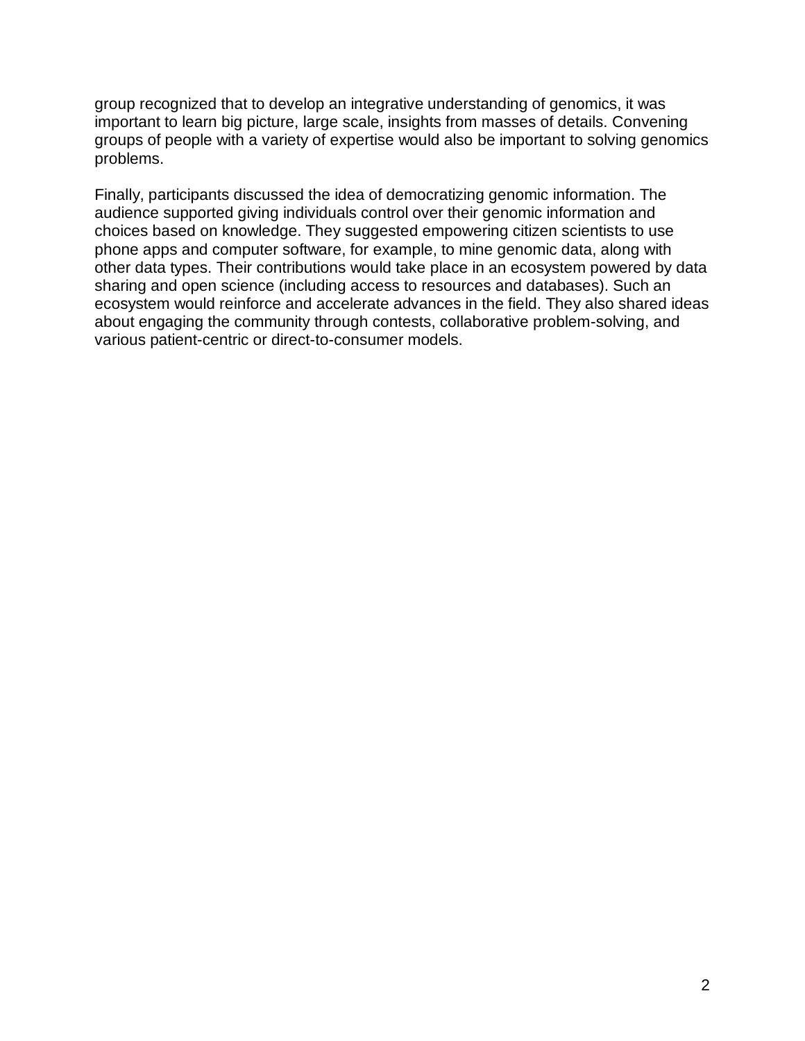group recognized that to develop an integrative understanding of genomics, it was important to learn big picture, large scale, insights from masses of details. Convening groups of people with a variety of expertise would also be important to solving genomics problems.

Finally, participants discussed the idea of democratizing genomic information. The audience supported giving individuals control over their genomic information and choices based on knowledge. They suggested empowering citizen scientists to use phone apps and computer software, for example, to mine genomic data, along with other data types. Their contributions would take place in an ecosystem powered by data sharing and open science (including access to resources and databases). Such an ecosystem would reinforce and accelerate advances in the field. They also shared ideas about engaging the community through contests, collaborative problem-solving, and various patient-centric or direct-to-consumer models.